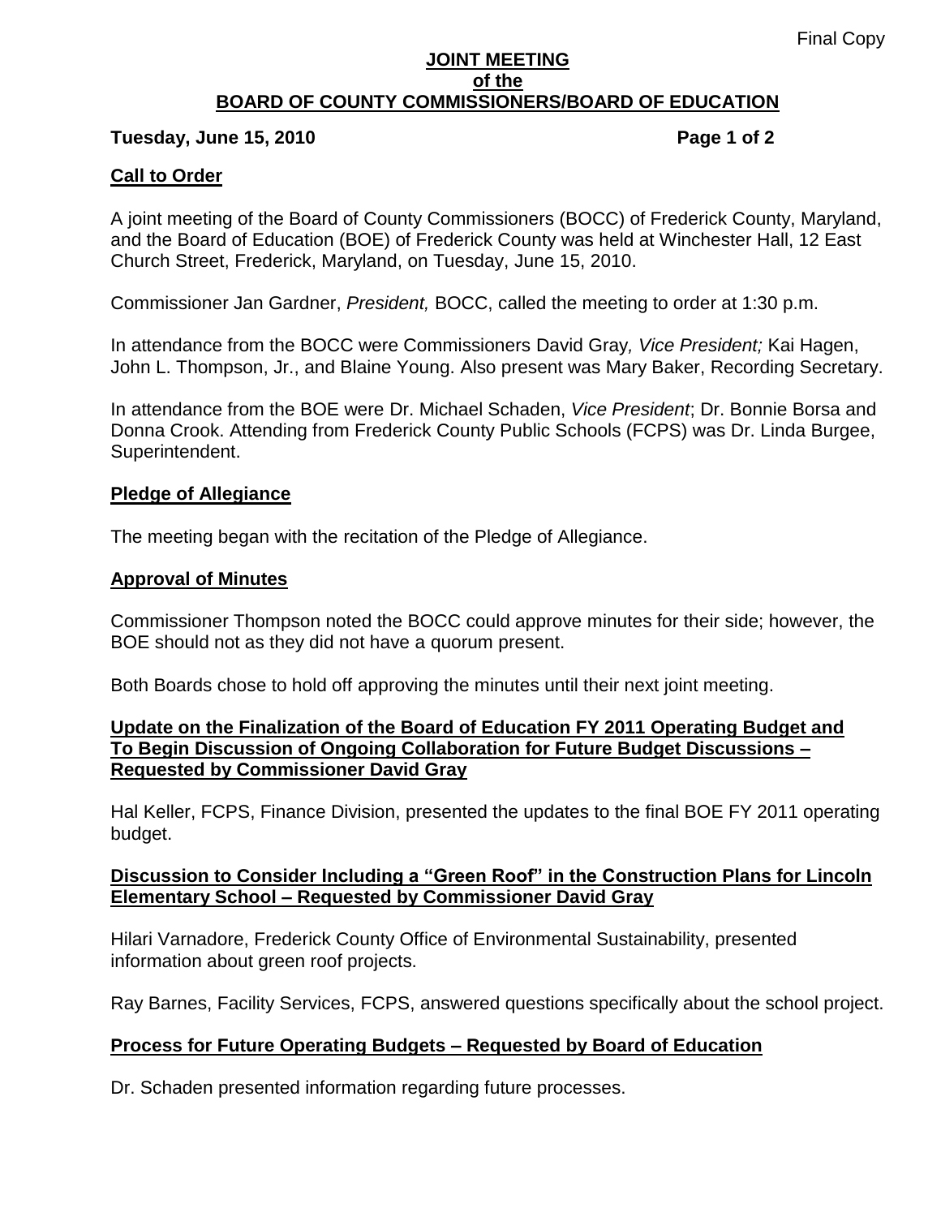Final Copy

# JOINT MEETING
## of the
## BOARD OF COUNTY COMMISSIONERS/BOARD OF EDUCATION

**Tuesday, June 15, 2010**

## Call to Order

A joint meeting of the Board of County Commissioners (BOCC) of Frederick County, Maryland, and the Board of Education (BOE) of Frederick County was held at Winchester Hall, 12 East Church Street, Frederick, Maryland, on Tuesday, June 15, 2010.

Commissioner Jan Gardner, *President,* BOCC, called the meeting to order at 1:30 p.m.

In attendance from the BOCC were Commissioners David Gray*, Vice President;* Kai Hagen, John L. Thompson, Jr., and Blaine Young. Also present was Mary Baker, Recording Secretary.

In attendance from the BOE were Dr. Michael Schaden, *Vice President*; Dr. Bonnie Borsa and Donna Crook. Attending from Frederick County Public Schools (FCPS) was Dr. Linda Burgee, Superintendent.

## Pledge of Allegiance

The meeting began with the recitation of the Pledge of Allegiance.

## Approval of Minutes

Commissioner Thompson noted the BOCC could approve minutes for their side; however, the BOE should not as they did not have a quorum present.

Both Boards chose to hold off approving the minutes until their next joint meeting.

## Update on the Finalization of the Board of Education FY 2011 Operating Budget and To Begin Discussion of Ongoing Collaboration for Future Budget Discussions – Requested by Commissioner David Gray

Hal Keller, FCPS, Finance Division, presented the updates to the final BOE FY 2011 operating budget.

## Discussion to Consider Including a "Green Roof" in the Construction Plans for Lincoln Elementary School – Requested by Commissioner David Gray

Hilari Varnadore, Frederick County Office of Environmental Sustainability, presented information about green roof projects.

Ray Barnes, Facility Services, FCPS, answered questions specifically about the school project.

## Process for Future Operating Budgets – Requested by Board of Education

Dr. Schaden presented information regarding future processes.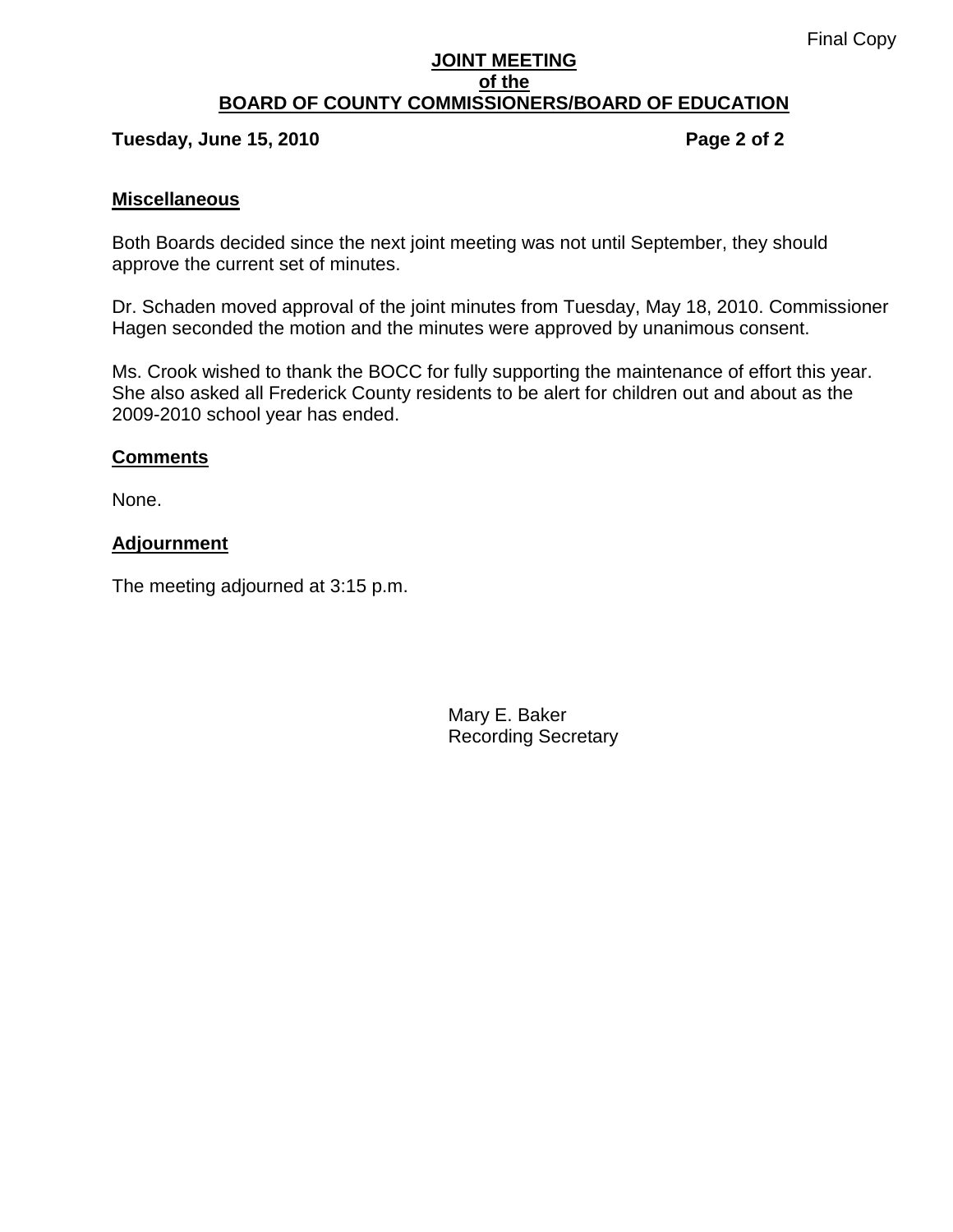## Miscellaneous

Both Boards decided since the next joint meeting was not until September, they should approve the current set of minutes.

Dr. Schaden moved approval of the joint minutes from Tuesday, May 18, 2010. Commissioner Hagen seconded the motion and the minutes were approved by unanimous consent.

Ms. Crook wished to thank the BOCC for fully supporting the maintenance of effort this year. She also asked all Frederick County residents to be alert for children out and about as the 2009-2010 school year has ended.

## Comments

None.

## Adjournment

The meeting adjourned at 3:15 p.m.

Mary E. Baker
Recording Secretary